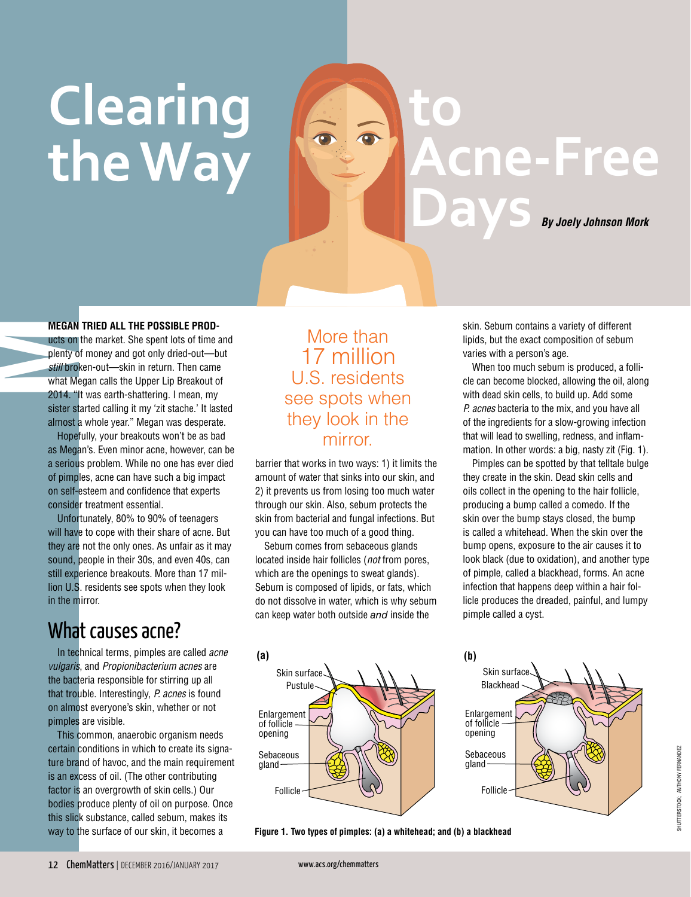# Clearing the Way to Acne-Free Days

**By Joely Johnson Mork**

**MEGAN TRIED ALL THE POSSIBLE PROD**ucts on the market. She spent lots of time and plenty of money and got only dried-out—but *still* broken-out—skin in return. Then came what Megan calls the Upper Lip Breakout of 2014. "It was earth-shattering. I mean, my sister started calling it my 'zit stache.' It lasted almost a whole year." Megan was desperate.

Hopefully, your breakouts won't be as bad as Megan's. Even minor acne, however, can be a serious problem. While no one has ever died of pimples, acne can have such a big impact on self-esteem and confidence that experts consider treatment essential.

Unfortunately, 80% to 90% of teenagers will have to cope with their share of acne. But they are not the only ones. As unfair as it may sound, people in their 30s, and even 40s, can still experience breakouts. More than 17 million U.S. residents see spots when they look in the mirror.

> More than 17 million U.S. residents see spots when they look in the mirror.

## What causes acne?

In technical terms, pimples are called *acne vulgaris*, and *Propionibacterium acnes* are the bacteria responsible for stirring up all that trouble. Interestingly, *P. acnes* is found on almost everyone's skin, whether or not pimples are visible.

This common, anaerobic organism needs certain conditions in which to create its signature brand of havoc, and the main requirement is an excess of oil. (The other contributing factor is an overgrowth of skin cells.) Our bodies produce plenty of oil on purpose. Once this slick substance, called sebum, makes its way to the surface of our skin, it becomes a barrier that works in two ways: 1) it limits the amount of water that sinks into our skin, and 2) it prevents us from losing too much water through our skin. Also, sebum protects the skin from bacterial and fungal infections. But you can have too much of a good thing.

Sebum comes from sebaceous glands located inside hair follicles (*not* from pores, which are the openings to sweat glands). Sebum is composed of lipids, or fats, which do not dissolve in water, which is why sebum can keep water both outside *and* inside the skin. Sebum contains a variety of different lipids, but the exact composition of sebum varies with a person's age.

When too much sebum is produced, a follicle can become blocked, allowing the oil, along with dead skin cells, to build up. Add some *P. acnes* bacteria to the mix, and you have all of the ingredients for a slow-growing infection that will lead to swelling, redness, and inflammation. In other words: a big, nasty zit (Fig. 1).

Pimples can be spotted by that telltale bulge they create in the skin. Dead skin cells and oils collect in the opening to the hair follicle, producing a bump called a comedo. If the skin over the bump stays closed, the bump is called a whitehead. When the skin over the bump opens, exposure to the air causes it to look black (due to oxidation), and another type of pimple, called a blackhead, forms. An acne infection that happens deep within a hair follicle produces the dreaded, painful, and lumpy pimple called a cyst.

**Figure 1. Two types of pimples: (a) a whitehead; and (b) a blackhead**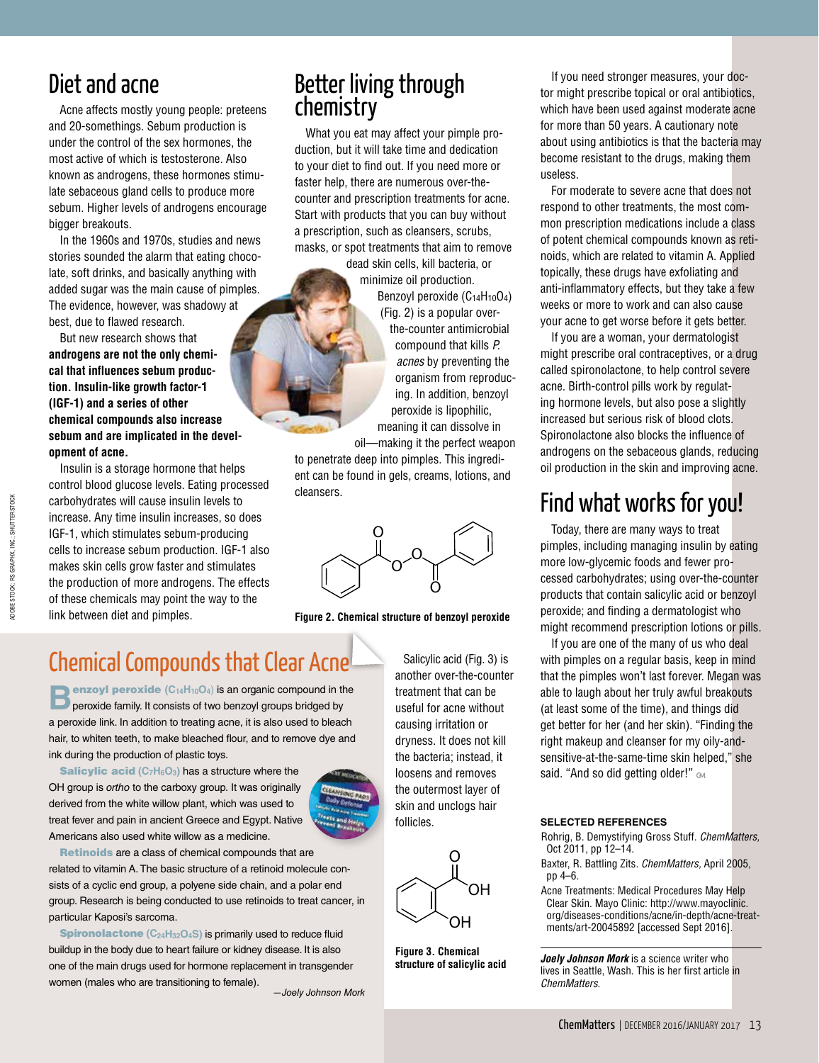## Diet and acne

Acne affects mostly young people: preteens and 20-somethings. Sebum production is under the control of the sex hormones, the most active of which is testosterone. Also known as androgens, these hormones stimulate sebaceous gland cells to produce more sebum. Higher levels of androgens encourage bigger breakouts.

In the 1960s and 1970s, studies and news stories sounded the alarm that eating chocolate, soft drinks, and basically anything with added sugar was the main cause of pimples. The evidence, however, was shadowy at best, due to flawed research.

But new research shows that **androgens are not the only chemical that influences sebum production. Insulin-like growth factor-1 (IGF-1) and a series of other chemical compounds also increase sebum and are implicated in the development of acne.**

Insulin is a storage hormone that helps control blood glucose levels. Eating processed carbohydrates will cause insulin levels to increase. Any time insulin increases, so does IGF-1, which stimulates sebum-producing cells to increase sebum production. IGF-1 also makes skin cells grow faster and stimulates the production of more androgens. The effects of these chemicals may point the way to the link between diet and pimples.

## Better living through chemistry

What you eat may affect your pimple production, but it will take time and dedication to your diet to find out. If you need more or faster help, there are numerous over-the-counter and prescription treatments for acne. Start with products that you can buy without a prescription, such as cleansers, scrubs, masks, or spot treatments that aim to remove dead skin cells, kill bacteria, or minimize oil production.

Benzoyl peroxide ($C_{14}H_{10}O_4$) (Fig. 2) is a popular over-the-counter antimicrobial compound that kills *P. acnes* by preventing the organism from reproducing. In addition, benzoyl peroxide is lipophilic, meaning it can dissolve in oil—making it the perfect weapon to penetrate deep into pimples. This ingredient can be found in gels, creams, lotions, and cleansers.

**Figure 2. Chemical structure of benzoyl peroxide**

If you need stronger measures, your doctor might prescribe topical or oral antibiotics, which have been used against moderate acne for more than 50 years. A cautionary note about using antibiotics is that the bacteria may become resistant to the drugs, making them useless.

For moderate to severe acne that does not respond to other treatments, the most common prescription medications include a class of potent chemical compounds known as retinoids, which are related to vitamin A. Applied topically, these drugs have exfoliating and anti-inflammatory effects, but they take a few weeks or more to work and can also cause your acne to get worse before it gets better.

If you are a woman, your dermatologist might prescribe oral contraceptives, or a drug called spironolactone, to help control severe acne. Birth-control pills work by regulating hormone levels, but also pose a slightly increased but serious risk of blood clots. Spironolactone also blocks the influence of androgens on the sebaceous glands, reducing oil production in the skin and improving acne.

## Chemical Compounds that Clear Acne

**Benzoyl peroxide ($C_{14}H_{10}O_4$)** is an organic compound in the peroxide family. It consists of two benzoyl groups bridged by a peroxide link. In addition to treating acne, it is also used to bleach hair, to whiten teeth, to make bleached flour, and to remove dye and ink during the production of plastic toys.

**Salicylic acid ($C_7H_6O_3$)** has a structure where the OH group is *ortho* to the carboxy group. It was originally derived from the white willow plant, which was used to treat fever and pain in ancient Greece and Egypt. Native Americans also used white willow as a medicine.

**Retinoids** are a class of chemical compounds that are related to vitamin A. The basic structure of a retinoid molecule consists of a cyclic end group, a polyene side chain, and a polar end group. Research is being conducted to use retinoids to treat cancer, in particular Kaposi's sarcoma.

**Spironolactone ($C_{24}H_{32}O_4S$)** is primarily used to reduce fluid buildup in the body due to heart failure or kidney disease. It is also one of the main drugs used for hormone replacement in transgender women (males who are transitioning to female).

*—Joely Johnson Mork*

Salicylic acid (Fig. 3) is another over-the-counter treatment that can be useful for acne without causing irritation or dryness. It does not kill the bacteria; instead, it loosens and removes the outermost layer of skin and unclogs hair follicles.

**Figure 3. Chemical structure of salicylic acid**

## Find what works for you!

Today, there are many ways to treat pimples, including managing insulin by eating more low-glycemic foods and fewer processed carbohydrates; using over-the-counter products that contain salicylic acid or benzoyl peroxide; and finding a dermatologist who might recommend prescription lotions or pills.

If you are one of the many of us who deal with pimples on a regular basis, keep in mind that the pimples won't last forever. Megan was able to laugh about her truly awful breakouts (at least some of the time), and things did get better for her (and her skin). "Finding the right makeup and cleanser for my oily-and-sensitive-at-the-same-time skin helped," she said. "And so did getting older!"

### SELECTED REFERENCES

Rohrig, B. Demystifying Gross Stuff. *ChemMatters,* Oct 2011, pp 12–14.

Baxter, R. Battling Zits. *ChemMatters,* April 2005, pp 4–6.

Acne Treatments: Medical Procedures May Help Clear Skin. Mayo Clinic: http://www.mayoclinic.org/diseases-conditions/acne/in-depth/acne-treatments/art-20045892 [accessed Sept 2016].

***Joely Johnson Mork*** is a science writer who lives in Seattle, Wash. This is her first article in *ChemMatters*.